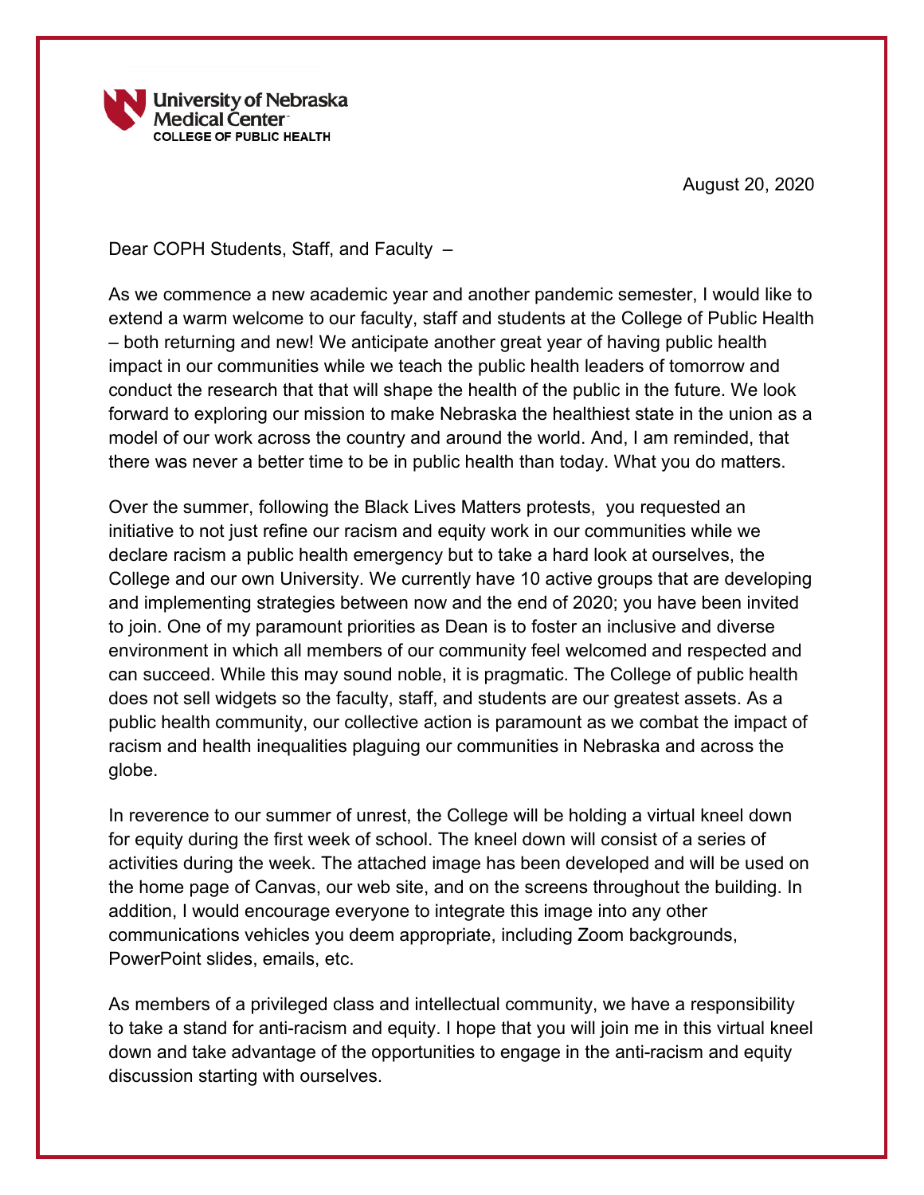University of Nebraska Medical Center
COLLEGE OF PUBLIC HEALTH

August 20, 2020

Dear COPH Students, Staff, and Faculty –

As we commence a new academic year and another pandemic semester, I would like to extend a warm welcome to our faculty, staff and students at the College of Public Health – both returning and new! We anticipate another great year of having public health impact in our communities while we teach the public health leaders of tomorrow and conduct the research that that will shape the health of the public in the future. We look forward to exploring our mission to make Nebraska the healthiest state in the union as a model of our work across the country and around the world. And, I am reminded, that there was never a better time to be in public health than today. What you do matters.

Over the summer, following the Black Lives Matters protests, you requested an initiative to not just refine our racism and equity work in our communities while we declare racism a public health emergency but to take a hard look at ourselves, the College and our own University. We currently have 10 active groups that are developing and implementing strategies between now and the end of 2020; you have been invited to join. One of my paramount priorities as Dean is to foster an inclusive and diverse environment in which all members of our community feel welcomed and respected and can succeed. While this may sound noble, it is pragmatic. The College of public health does not sell widgets so the faculty, staff, and students are our greatest assets. As a public health community, our collective action is paramount as we combat the impact of racism and health inequalities plaguing our communities in Nebraska and across the globe.

In reverence to our summer of unrest, the College will be holding a virtual kneel down for equity during the first week of school. The kneel down will consist of a series of activities during the week. The attached image has been developed and will be used on the home page of Canvas, our web site, and on the screens throughout the building. In addition, I would encourage everyone to integrate this image into any other communications vehicles you deem appropriate, including Zoom backgrounds, PowerPoint slides, emails, etc.

As members of a privileged class and intellectual community, we have a responsibility to take a stand for anti-racism and equity. I hope that you will join me in this virtual kneel down and take advantage of the opportunities to engage in the anti-racism and equity discussion starting with ourselves.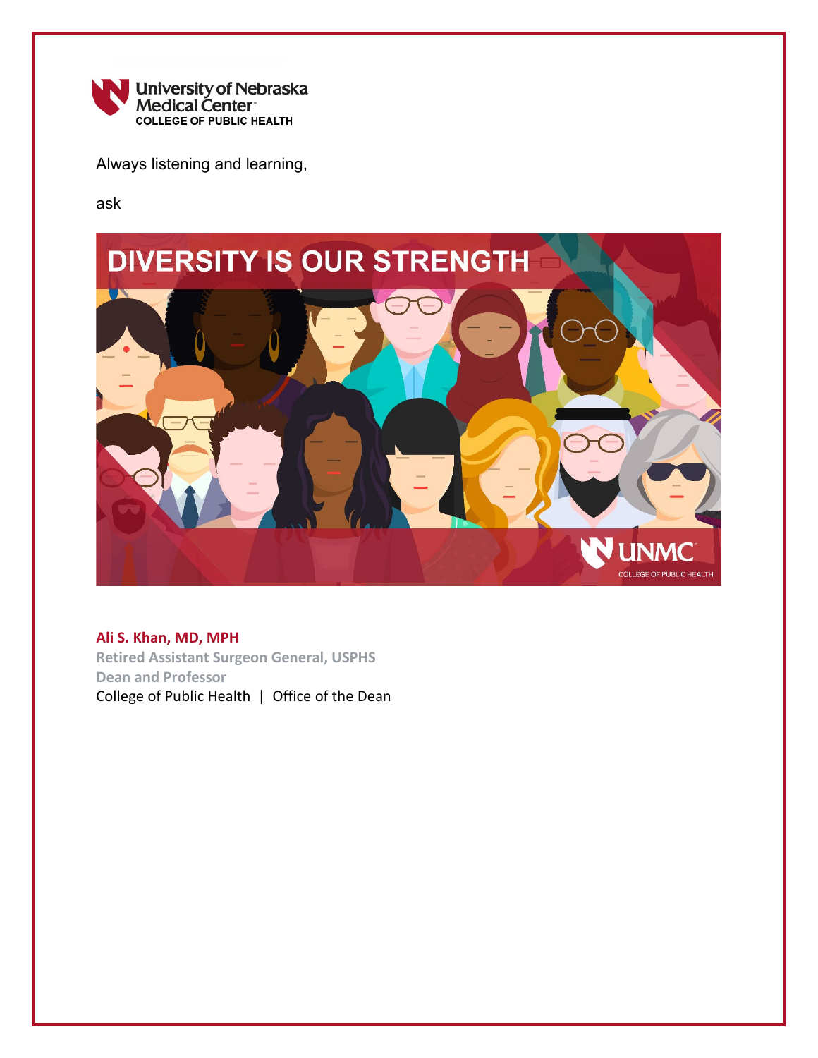University of Nebraska Medical Center
COLLEGE OF PUBLIC HEALTH

Always listening and learning,

ask

DIVERSITY IS OUR STRENGTH

UNMC
COLLEGE OF PUBLIC HEALTH

**Ali S. Khan, MD, MPH**
**Retired Assistant Surgeon General, USPHS**
**Dean and Professor**
College of Public Health | Office of the Dean